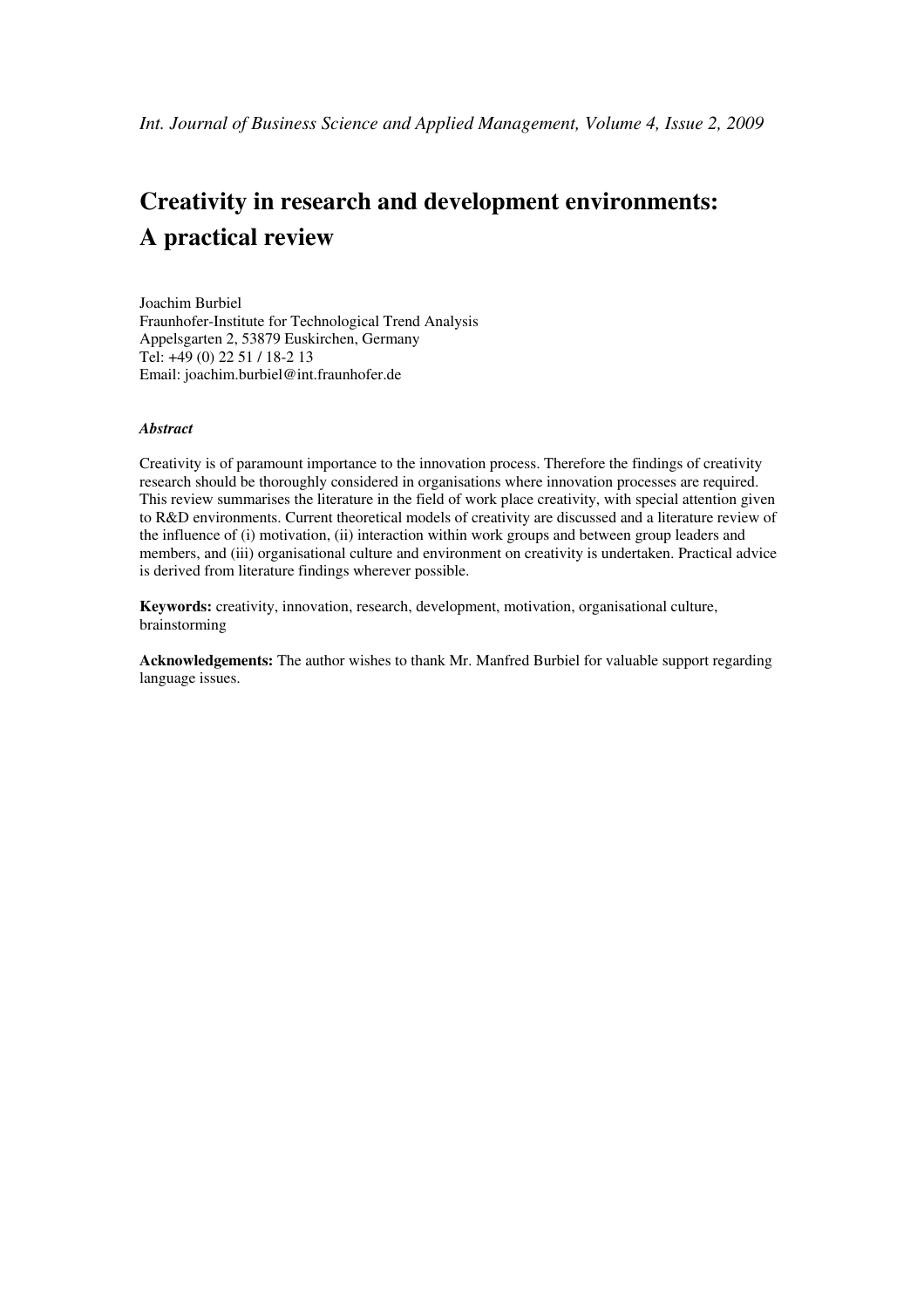# Creativity in research and development environments: A practical review

Joachim Burbiel
Fraunhofer-Institute for Technological Trend Analysis
Appelsgarten 2, 53879 Euskirchen, Germany
Tel: +49 (0) 22 51 / 18-2 13
Email: joachim.burbiel@int.fraunhofer.de

***Abstract***

Creativity is of paramount importance to the innovation process. Therefore the findings of creativity research should be thoroughly considered in organisations where innovation processes are required. This review summarises the literature in the field of work place creativity, with special attention given to R&D environments. Current theoretical models of creativity are discussed and a literature review of the influence of (i) motivation, (ii) interaction within work groups and between group leaders and members, and (iii) organisational culture and environment on creativity is undertaken. Practical advice is derived from literature findings wherever possible.

**Keywords:** creativity, innovation, research, development, motivation, organisational culture, brainstorming

**Acknowledgements:** The author wishes to thank Mr. Manfred Burbiel for valuable support regarding language issues.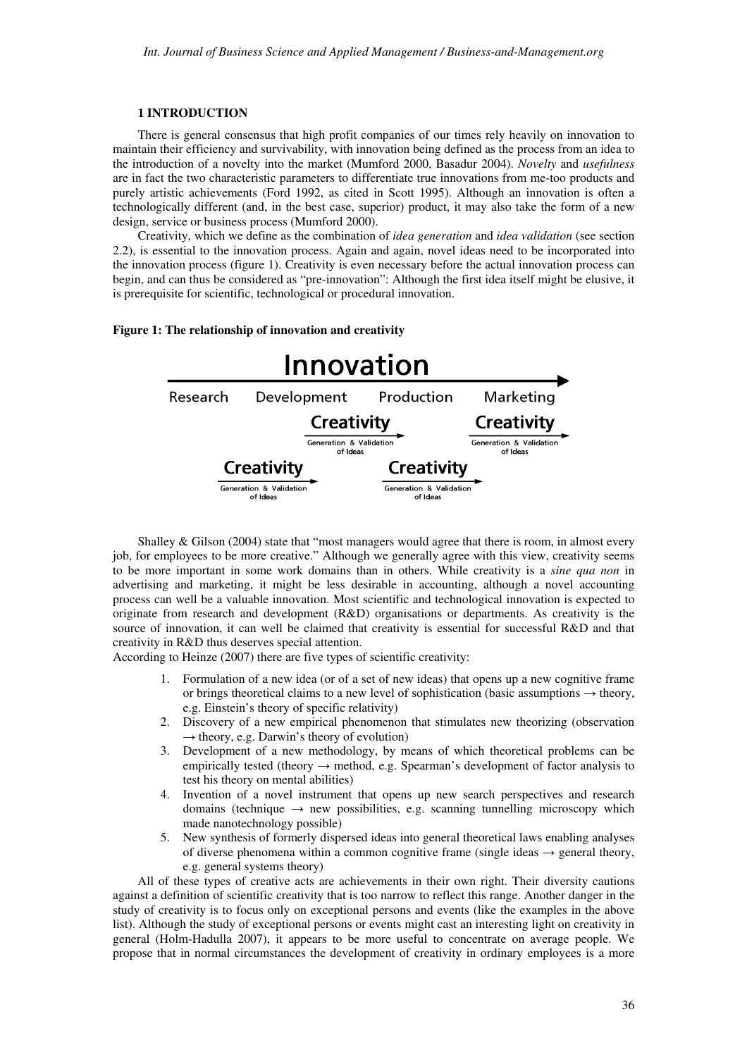## 1 INTRODUCTION

There is general consensus that high profit companies of our times rely heavily on innovation to maintain their efficiency and survivability, with innovation being defined as the process from an idea to the introduction of a novelty into the market (Mumford 2000, Basadur 2004). *Novelty* and *usefulness* are in fact the two characteristic parameters to differentiate true innovations from me-too products and purely artistic achievements (Ford 1992, as cited in Scott 1995). Although an innovation is often a technologically different (and, in the best case, superior) product, it may also take the form of a new design, service or business process (Mumford 2000).

Creativity, which we define as the combination of *idea generation* and *idea validation* (see section 2.2), is essential to the innovation process. Again and again, novel ideas need to be incorporated into the innovation process (figure 1). Creativity is even necessary before the actual innovation process can begin, and can thus be considered as "pre-innovation": Although the first idea itself might be elusive, it is prerequisite for scientific, technological or procedural innovation.

**Figure 1: The relationship of innovation and creativity**

Shalley & Gilson (2004) state that "most managers would agree that there is room, in almost every job, for employees to be more creative." Although we generally agree with this view, creativity seems to be more important in some work domains than in others. While creativity is a *sine qua non* in advertising and marketing, it might be less desirable in accounting, although a novel accounting process can well be a valuable innovation. Most scientific and technological innovation is expected to originate from research and development (R&D) organisations or departments. As creativity is the source of innovation, it can well be claimed that creativity is essential for successful R&D and that creativity in R&D thus deserves special attention.

According to Heinze (2007) there are five types of scientific creativity:

1. Formulation of a new idea (or of a set of new ideas) that opens up a new cognitive frame or brings theoretical claims to a new level of sophistication (basic assumptions → theory, e.g. Einstein's theory of specific relativity)
2. Discovery of a new empirical phenomenon that stimulates new theorizing (observation → theory, e.g. Darwin's theory of evolution)
3. Development of a new methodology, by means of which theoretical problems can be empirically tested (theory → method, e.g. Spearman's development of factor analysis to test his theory on mental abilities)
4. Invention of a novel instrument that opens up new search perspectives and research domains (technique → new possibilities, e.g. scanning tunnelling microscopy which made nanotechnology possible)
5. New synthesis of formerly dispersed ideas into general theoretical laws enabling analyses of diverse phenomena within a common cognitive frame (single ideas → general theory, e.g. general systems theory)

All of these types of creative acts are achievements in their own right. Their diversity cautions against a definition of scientific creativity that is too narrow to reflect this range. Another danger in the study of creativity is to focus only on exceptional persons and events (like the examples in the above list). Although the study of exceptional persons or events might cast an interesting light on creativity in general (Holm-Hadulla 2007), it appears to be more useful to concentrate on average people. We propose that in normal circumstances the development of creativity in ordinary employees is a more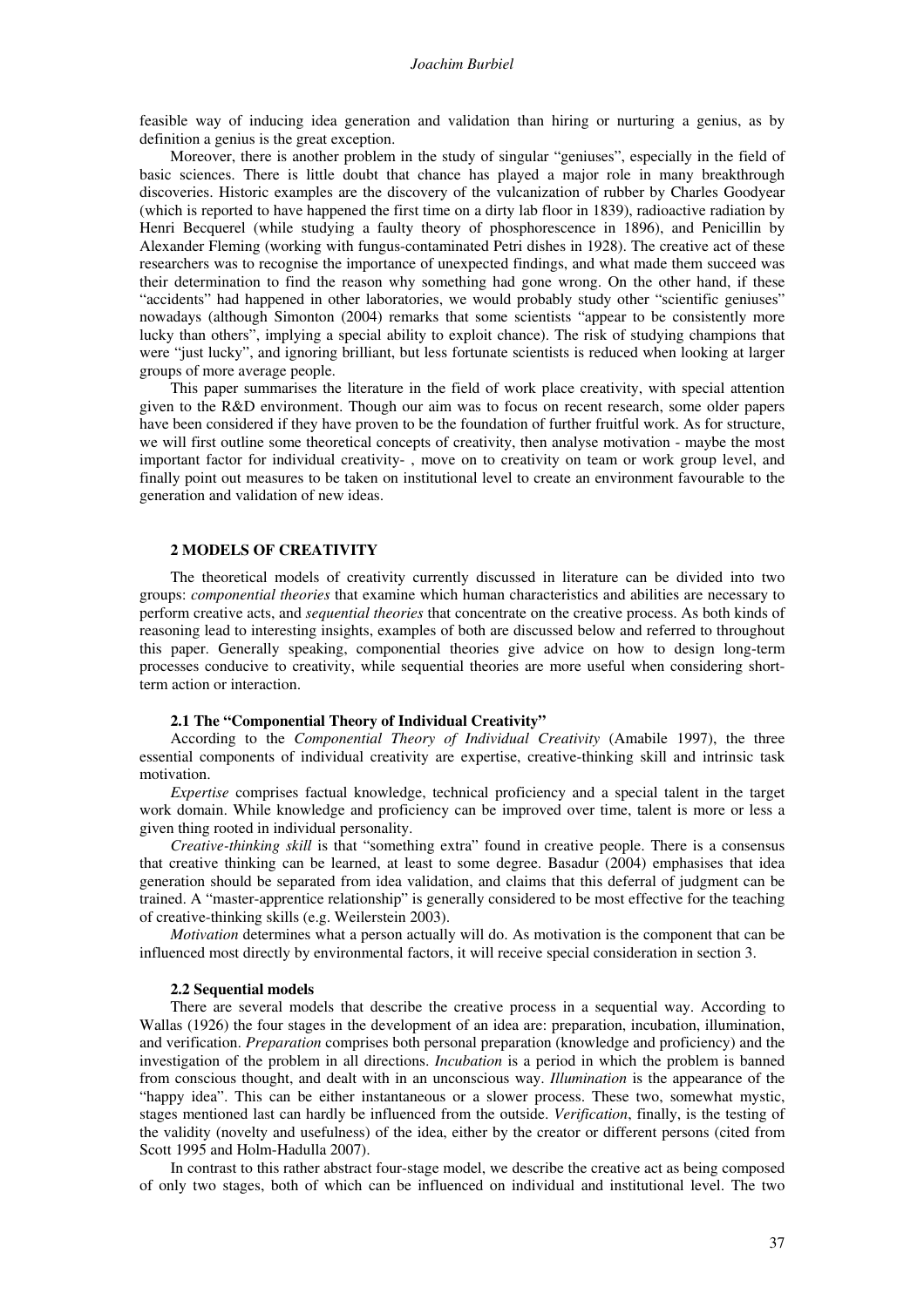feasible way of inducing idea generation and validation than hiring or nurturing a genius, as by definition a genius is the great exception.

Moreover, there is another problem in the study of singular "geniuses", especially in the field of basic sciences. There is little doubt that chance has played a major role in many breakthrough discoveries. Historic examples are the discovery of the vulcanization of rubber by Charles Goodyear (which is reported to have happened the first time on a dirty lab floor in 1839), radioactive radiation by Henri Becquerel (while studying a faulty theory of phosphorescence in 1896), and Penicillin by Alexander Fleming (working with fungus-contaminated Petri dishes in 1928). The creative act of these researchers was to recognise the importance of unexpected findings, and what made them succeed was their determination to find the reason why something had gone wrong. On the other hand, if these "accidents" had happened in other laboratories, we would probably study other "scientific geniuses" nowadays (although Simonton (2004) remarks that some scientists "appear to be consistently more lucky than others", implying a special ability to exploit chance). The risk of studying champions that were "just lucky", and ignoring brilliant, but less fortunate scientists is reduced when looking at larger groups of more average people.

This paper summarises the literature in the field of work place creativity, with special attention given to the R&D environment. Though our aim was to focus on recent research, some older papers have been considered if they have proven to be the foundation of further fruitful work. As for structure, we will first outline some theoretical concepts of creativity, then analyse motivation - maybe the most important factor for individual creativity- , move on to creativity on team or work group level, and finally point out measures to be taken on institutional level to create an environment favourable to the generation and validation of new ideas.

## 2 MODELS OF CREATIVITY

The theoretical models of creativity currently discussed in literature can be divided into two groups: *componential theories* that examine which human characteristics and abilities are necessary to perform creative acts, and *sequential theories* that concentrate on the creative process. As both kinds of reasoning lead to interesting insights, examples of both are discussed below and referred to throughout this paper. Generally speaking, componential theories give advice on how to design long-term processes conducive to creativity, while sequential theories are more useful when considering short-term action or interaction.

### 2.1 The "Componential Theory of Individual Creativity"

According to the *Componential Theory of Individual Creativity* (Amabile 1997), the three essential components of individual creativity are expertise, creative-thinking skill and intrinsic task motivation.

*Expertise* comprises factual knowledge, technical proficiency and a special talent in the target work domain. While knowledge and proficiency can be improved over time, talent is more or less a given thing rooted in individual personality.

*Creative-thinking skill* is that "something extra" found in creative people. There is a consensus that creative thinking can be learned, at least to some degree. Basadur (2004) emphasises that idea generation should be separated from idea validation, and claims that this deferral of judgment can be trained. A "master-apprentice relationship" is generally considered to be most effective for the teaching of creative-thinking skills (e.g. Weilerstein 2003).

*Motivation* determines what a person actually will do. As motivation is the component that can be influenced most directly by environmental factors, it will receive special consideration in section 3.

### 2.2 Sequential models

There are several models that describe the creative process in a sequential way. According to Wallas (1926) the four stages in the development of an idea are: preparation, incubation, illumination, and verification. *Preparation* comprises both personal preparation (knowledge and proficiency) and the investigation of the problem in all directions. *Incubation* is a period in which the problem is banned from conscious thought, and dealt with in an unconscious way. *Illumination* is the appearance of the "happy idea". This can be either instantaneous or a slower process. These two, somewhat mystic, stages mentioned last can hardly be influenced from the outside. *Verification*, finally, is the testing of the validity (novelty and usefulness) of the idea, either by the creator or different persons (cited from Scott 1995 and Holm-Hadulla 2007).

In contrast to this rather abstract four-stage model, we describe the creative act as being composed of only two stages, both of which can be influenced on individual and institutional level. The two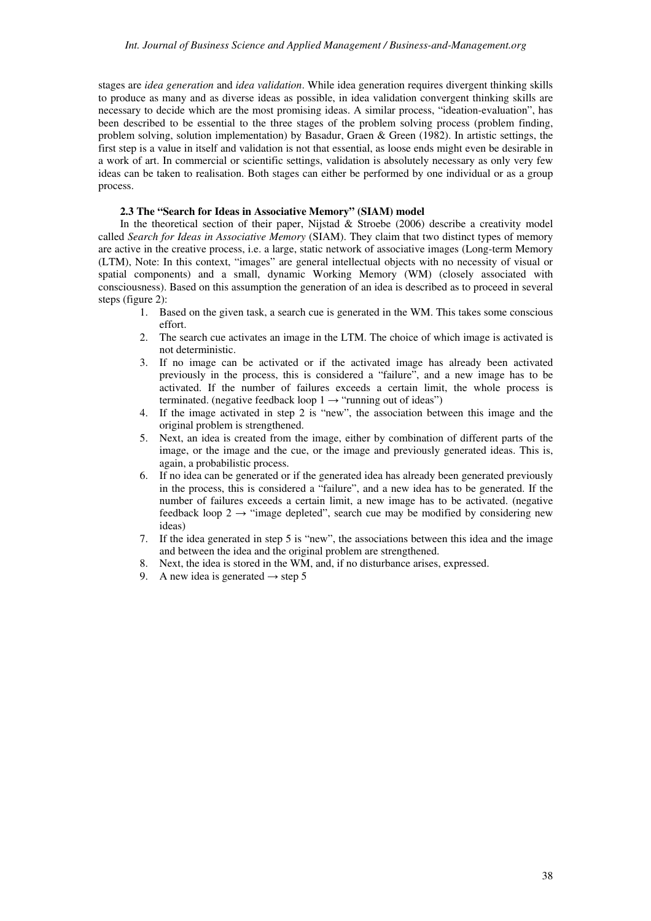stages are *idea generation* and *idea validation*. While idea generation requires divergent thinking skills to produce as many and as diverse ideas as possible, in idea validation convergent thinking skills are necessary to decide which are the most promising ideas. A similar process, "ideation-evaluation", has been described to be essential to the three stages of the problem solving process (problem finding, problem solving, solution implementation) by Basadur, Graen & Green (1982). In artistic settings, the first step is a value in itself and validation is not that essential, as loose ends might even be desirable in a work of art. In commercial or scientific settings, validation is absolutely necessary as only very few ideas can be taken to realisation. Both stages can either be performed by one individual or as a group process.

### 2.3 The "Search for Ideas in Associative Memory" (SIAM) model

In the theoretical section of their paper, Nijstad & Stroebe (2006) describe a creativity model called *Search for Ideas in Associative Memory* (SIAM). They claim that two distinct types of memory are active in the creative process, i.e. a large, static network of associative images (Long-term Memory (LTM), Note: In this context, "images" are general intellectual objects with no necessity of visual or spatial components) and a small, dynamic Working Memory (WM) (closely associated with consciousness). Based on this assumption the generation of an idea is described as to proceed in several steps (figure 2):

1. Based on the given task, a search cue is generated in the WM. This takes some conscious effort.
2. The search cue activates an image in the LTM. The choice of which image is activated is not deterministic.
3. If no image can be activated or if the activated image has already been activated previously in the process, this is considered a "failure", and a new image has to be activated. If the number of failures exceeds a certain limit, the whole process is terminated. (negative feedback loop 1 → "running out of ideas")
4. If the image activated in step 2 is "new", the association between this image and the original problem is strengthened.
5. Next, an idea is created from the image, either by combination of different parts of the image, or the image and the cue, or the image and previously generated ideas. This is, again, a probabilistic process.
6. If no idea can be generated or if the generated idea has already been generated previously in the process, this is considered a "failure", and a new idea has to be generated. If the number of failures exceeds a certain limit, a new image has to be activated. (negative feedback loop 2 → "image depleted", search cue may be modified by considering new ideas)
7. If the idea generated in step 5 is "new", the associations between this idea and the image and between the idea and the original problem are strengthened.
8. Next, the idea is stored in the WM, and, if no disturbance arises, expressed.
9. A new idea is generated → step 5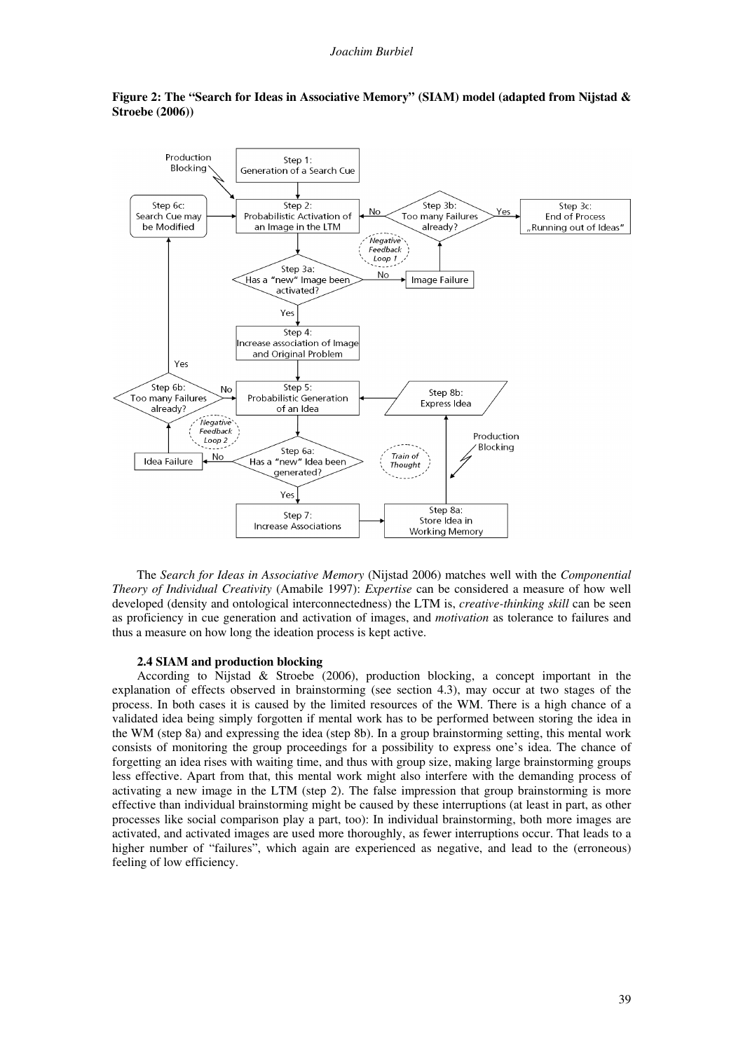**Figure 2: The "Search for Ideas in Associative Memory" (SIAM) model (adapted from Nijstad & Stroebe (2006))**

The *Search for Ideas in Associative Memory* (Nijstad 2006) matches well with the *Componential Theory of Individual Creativity* (Amabile 1997): *Expertise* can be considered a measure of how well developed (density and ontological interconnectedness) the LTM is, *creative-thinking skill* can be seen as proficiency in cue generation and activation of images, and *motivation* as tolerance to failures and thus a measure on how long the ideation process is kept active.

### 2.4 SIAM and production blocking

According to Nijstad & Stroebe (2006), production blocking, a concept important in the explanation of effects observed in brainstorming (see section 4.3), may occur at two stages of the process. In both cases it is caused by the limited resources of the WM. There is a high chance of a validated idea being simply forgotten if mental work has to be performed between storing the idea in the WM (step 8a) and expressing the idea (step 8b). In a group brainstorming setting, this mental work consists of monitoring the group proceedings for a possibility to express one's idea. The chance of forgetting an idea rises with waiting time, and thus with group size, making large brainstorming groups less effective. Apart from that, this mental work might also interfere with the demanding process of activating a new image in the LTM (step 2). The false impression that group brainstorming is more effective than individual brainstorming might be caused by these interruptions (at least in part, as other processes like social comparison play a part, too): In individual brainstorming, both more images are activated, and activated images are used more thoroughly, as fewer interruptions occur. That leads to a higher number of "failures", which again are experienced as negative, and lead to the (erroneous) feeling of low efficiency.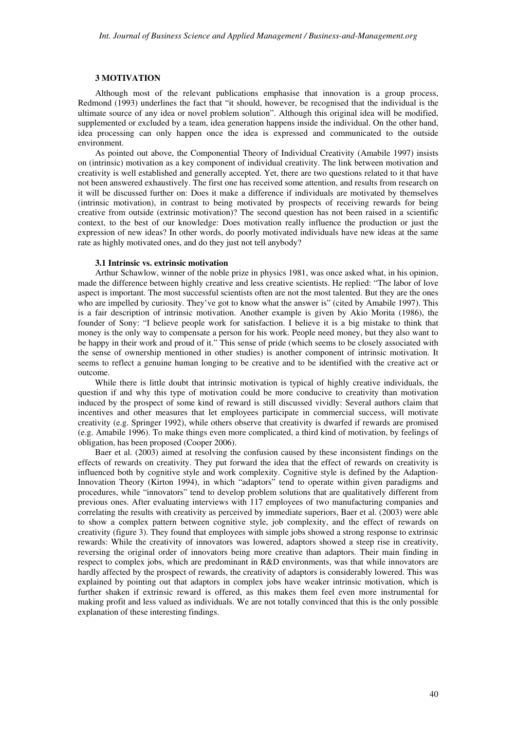## 3 MOTIVATION

Although most of the relevant publications emphasise that innovation is a group process, Redmond (1993) underlines the fact that "it should, however, be recognised that the individual is the ultimate source of any idea or novel problem solution". Although this original idea will be modified, supplemented or excluded by a team, idea generation happens inside the individual. On the other hand, idea processing can only happen once the idea is expressed and communicated to the outside environment.

As pointed out above, the Componential Theory of Individual Creativity (Amabile 1997) insists on (intrinsic) motivation as a key component of individual creativity. The link between motivation and creativity is well established and generally accepted. Yet, there are two questions related to it that have not been answered exhaustively. The first one has received some attention, and results from research on it will be discussed further on: Does it make a difference if individuals are motivated by themselves (intrinsic motivation), in contrast to being motivated by prospects of receiving rewards for being creative from outside (extrinsic motivation)? The second question has not been raised in a scientific context, to the best of our knowledge: Does motivation really influence the production or just the expression of new ideas? In other words, do poorly motivated individuals have new ideas at the same rate as highly motivated ones, and do they just not tell anybody?

### 3.1 Intrinsic vs. extrinsic motivation

Arthur Schawlow, winner of the noble prize in physics 1981, was once asked what, in his opinion, made the difference between highly creative and less creative scientists. He replied: "The labor of love aspect is important. The most successful scientists often are not the most talented. But they are the ones who are impelled by curiosity. They've got to know what the answer is" (cited by Amabile 1997). This is a fair description of intrinsic motivation. Another example is given by Akio Morita (1986), the founder of Sony: "I believe people work for satisfaction. I believe it is a big mistake to think that money is the only way to compensate a person for his work. People need money, but they also want to be happy in their work and proud of it." This sense of pride (which seems to be closely associated with the sense of ownership mentioned in other studies) is another component of intrinsic motivation. It seems to reflect a genuine human longing to be creative and to be identified with the creative act or outcome.

While there is little doubt that intrinsic motivation is typical of highly creative individuals, the question if and why this type of motivation could be more conducive to creativity than motivation induced by the prospect of some kind of reward is still discussed vividly: Several authors claim that incentives and other measures that let employees participate in commercial success, will motivate creativity (e.g. Springer 1992), while others observe that creativity is dwarfed if rewards are promised (e.g. Amabile 1996). To make things even more complicated, a third kind of motivation, by feelings of obligation, has been proposed (Cooper 2006).

Baer et al. (2003) aimed at resolving the confusion caused by these inconsistent findings on the effects of rewards on creativity. They put forward the idea that the effect of rewards on creativity is influenced both by cognitive style and work complexity. Cognitive style is defined by the Adaption-Innovation Theory (Kirton 1994), in which "adaptors" tend to operate within given paradigms and procedures, while "innovators" tend to develop problem solutions that are qualitatively different from previous ones. After evaluating interviews with 117 employees of two manufacturing companies and correlating the results with creativity as perceived by immediate superiors, Baer et al. (2003) were able to show a complex pattern between cognitive style, job complexity, and the effect of rewards on creativity (figure 3). They found that employees with simple jobs showed a strong response to extrinsic rewards: While the creativity of innovators was lowered, adaptors showed a steep rise in creativity, reversing the original order of innovators being more creative than adaptors. Their main finding in respect to complex jobs, which are predominant in R&D environments, was that while innovators are hardly affected by the prospect of rewards, the creativity of adaptors is considerably lowered. This was explained by pointing out that adaptors in complex jobs have weaker intrinsic motivation, which is further shaken if extrinsic reward is offered, as this makes them feel even more instrumental for making profit and less valued as individuals. We are not totally convinced that this is the only possible explanation of these interesting findings.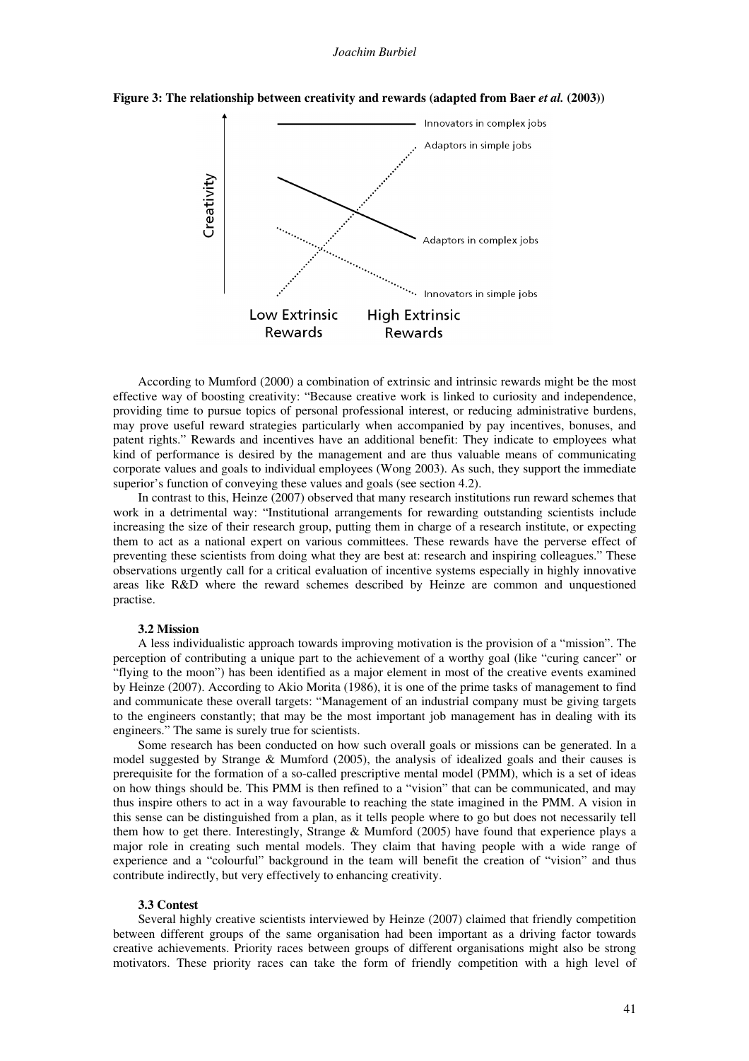**Figure 3: The relationship between creativity and rewards (adapted from Baer *et al.* (2003))**

According to Mumford (2000) a combination of extrinsic and intrinsic rewards might be the most effective way of boosting creativity: "Because creative work is linked to curiosity and independence, providing time to pursue topics of personal professional interest, or reducing administrative burdens, may prove useful reward strategies particularly when accompanied by pay incentives, bonuses, and patent rights." Rewards and incentives have an additional benefit: They indicate to employees what kind of performance is desired by the management and are thus valuable means of communicating corporate values and goals to individual employees (Wong 2003). As such, they support the immediate superior's function of conveying these values and goals (see section 4.2).

In contrast to this, Heinze (2007) observed that many research institutions run reward schemes that work in a detrimental way: "Institutional arrangements for rewarding outstanding scientists include increasing the size of their research group, putting them in charge of a research institute, or expecting them to act as a national expert on various committees. These rewards have the perverse effect of preventing these scientists from doing what they are best at: research and inspiring colleagues." These observations urgently call for a critical evaluation of incentive systems especially in highly innovative areas like R&D where the reward schemes described by Heinze are common and unquestioned practise.

### 3.2 Mission

A less individualistic approach towards improving motivation is the provision of a "mission". The perception of contributing a unique part to the achievement of a worthy goal (like "curing cancer" or "flying to the moon") has been identified as a major element in most of the creative events examined by Heinze (2007). According to Akio Morita (1986), it is one of the prime tasks of management to find and communicate these overall targets: "Management of an industrial company must be giving targets to the engineers constantly; that may be the most important job management has in dealing with its engineers." The same is surely true for scientists.

Some research has been conducted on how such overall goals or missions can be generated. In a model suggested by Strange & Mumford (2005), the analysis of idealized goals and their causes is prerequisite for the formation of a so-called prescriptive mental model (PMM), which is a set of ideas on how things should be. This PMM is then refined to a "vision" that can be communicated, and may thus inspire others to act in a way favourable to reaching the state imagined in the PMM. A vision in this sense can be distinguished from a plan, as it tells people where to go but does not necessarily tell them how to get there. Interestingly, Strange & Mumford (2005) have found that experience plays a major role in creating such mental models. They claim that having people with a wide range of experience and a "colourful" background in the team will benefit the creation of "vision" and thus contribute indirectly, but very effectively to enhancing creativity.

### 3.3 Contest

Several highly creative scientists interviewed by Heinze (2007) claimed that friendly competition between different groups of the same organisation had been important as a driving factor towards creative achievements. Priority races between groups of different organisations might also be strong motivators. These priority races can take the form of friendly competition with a high level of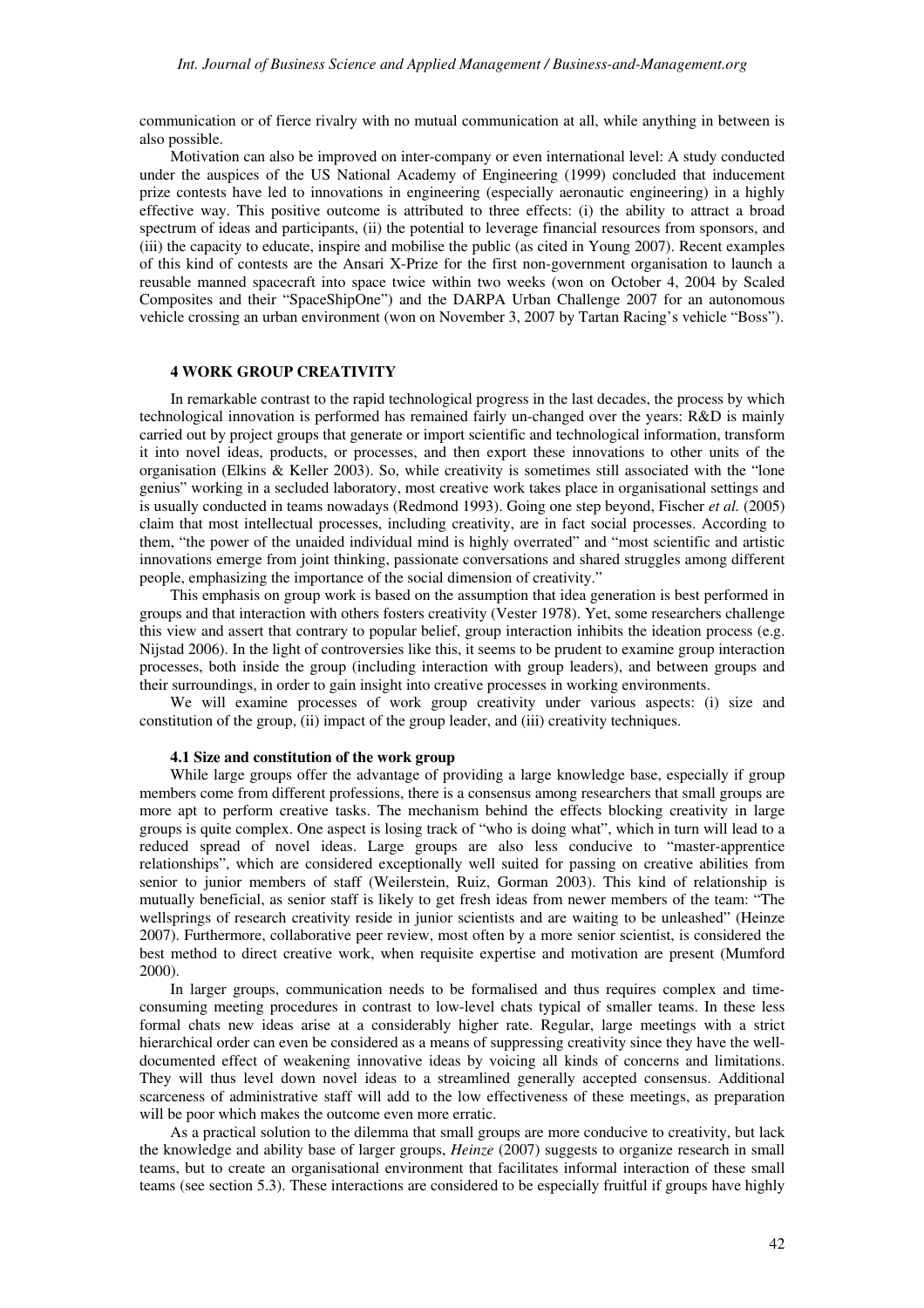communication or of fierce rivalry with no mutual communication at all, while anything in between is also possible.

Motivation can also be improved on inter-company or even international level: A study conducted under the auspices of the US National Academy of Engineering (1999) concluded that inducement prize contests have led to innovations in engineering (especially aeronautic engineering) in a highly effective way. This positive outcome is attributed to three effects: (i) the ability to attract a broad spectrum of ideas and participants, (ii) the potential to leverage financial resources from sponsors, and (iii) the capacity to educate, inspire and mobilise the public (as cited in Young 2007). Recent examples of this kind of contests are the Ansari X-Prize for the first non-government organisation to launch a reusable manned spacecraft into space twice within two weeks (won on October 4, 2004 by Scaled Composites and their "SpaceShipOne") and the DARPA Urban Challenge 2007 for an autonomous vehicle crossing an urban environment (won on November 3, 2007 by Tartan Racing's vehicle "Boss").

## 4 WORK GROUP CREATIVITY

In remarkable contrast to the rapid technological progress in the last decades, the process by which technological innovation is performed has remained fairly un-changed over the years: R&D is mainly carried out by project groups that generate or import scientific and technological information, transform it into novel ideas, products, or processes, and then export these innovations to other units of the organisation (Elkins & Keller 2003). So, while creativity is sometimes still associated with the "lone genius" working in a secluded laboratory, most creative work takes place in organisational settings and is usually conducted in teams nowadays (Redmond 1993). Going one step beyond, Fischer *et al.* (2005) claim that most intellectual processes, including creativity, are in fact social processes. According to them, "the power of the unaided individual mind is highly overrated" and "most scientific and artistic innovations emerge from joint thinking, passionate conversations and shared struggles among different people, emphasizing the importance of the social dimension of creativity."

This emphasis on group work is based on the assumption that idea generation is best performed in groups and that interaction with others fosters creativity (Vester 1978). Yet, some researchers challenge this view and assert that contrary to popular belief, group interaction inhibits the ideation process (e.g. Nijstad 2006). In the light of controversies like this, it seems to be prudent to examine group interaction processes, both inside the group (including interaction with group leaders), and between groups and their surroundings, in order to gain insight into creative processes in working environments.

We will examine processes of work group creativity under various aspects: (i) size and constitution of the group, (ii) impact of the group leader, and (iii) creativity techniques.

### 4.1 Size and constitution of the work group

While large groups offer the advantage of providing a large knowledge base, especially if group members come from different professions, there is a consensus among researchers that small groups are more apt to perform creative tasks. The mechanism behind the effects blocking creativity in large groups is quite complex. One aspect is losing track of "who is doing what", which in turn will lead to a reduced spread of novel ideas. Large groups are also less conducive to "master-apprentice relationships", which are considered exceptionally well suited for passing on creative abilities from senior to junior members of staff (Weilerstein, Ruiz, Gorman 2003). This kind of relationship is mutually beneficial, as senior staff is likely to get fresh ideas from newer members of the team: "The wellsprings of research creativity reside in junior scientists and are waiting to be unleashed" (Heinze 2007). Furthermore, collaborative peer review, most often by a more senior scientist, is considered the best method to direct creative work, when requisite expertise and motivation are present (Mumford 2000).

In larger groups, communication needs to be formalised and thus requires complex and time-consuming meeting procedures in contrast to low-level chats typical of smaller teams. In these less formal chats new ideas arise at a considerably higher rate. Regular, large meetings with a strict hierarchical order can even be considered as a means of suppressing creativity since they have the well-documented effect of weakening innovative ideas by voicing all kinds of concerns and limitations. They will thus level down novel ideas to a streamlined generally accepted consensus. Additional scarceness of administrative staff will add to the low effectiveness of these meetings, as preparation will be poor which makes the outcome even more erratic.

As a practical solution to the dilemma that small groups are more conducive to creativity, but lack the knowledge and ability base of larger groups, *Heinze* (2007) suggests to organize research in small teams, but to create an organisational environment that facilitates informal interaction of these small teams (see section 5.3). These interactions are considered to be especially fruitful if groups have highly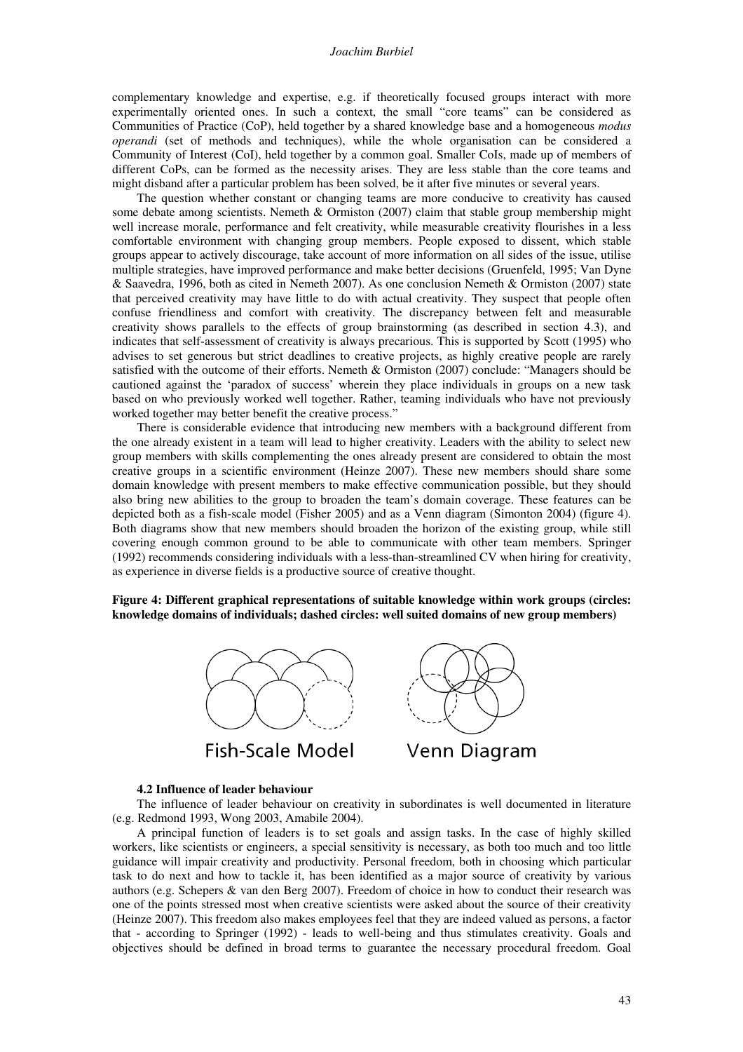complementary knowledge and expertise, e.g. if theoretically focused groups interact with more experimentally oriented ones. In such a context, the small "core teams" can be considered as Communities of Practice (CoP), held together by a shared knowledge base and a homogeneous *modus operandi* (set of methods and techniques), while the whole organisation can be considered a Community of Interest (CoI), held together by a common goal. Smaller CoIs, made up of members of different CoPs, can be formed as the necessity arises. They are less stable than the core teams and might disband after a particular problem has been solved, be it after five minutes or several years.

The question whether constant or changing teams are more conducive to creativity has caused some debate among scientists. Nemeth & Ormiston (2007) claim that stable group membership might well increase morale, performance and felt creativity, while measurable creativity flourishes in a less comfortable environment with changing group members. People exposed to dissent, which stable groups appear to actively discourage, take account of more information on all sides of the issue, utilise multiple strategies, have improved performance and make better decisions (Gruenfeld, 1995; Van Dyne & Saavedra, 1996, both as cited in Nemeth 2007). As one conclusion Nemeth & Ormiston (2007) state that perceived creativity may have little to do with actual creativity. They suspect that people often confuse friendliness and comfort with creativity. The discrepancy between felt and measurable creativity shows parallels to the effects of group brainstorming (as described in section 4.3), and indicates that self-assessment of creativity is always precarious. This is supported by Scott (1995) who advises to set generous but strict deadlines to creative projects, as highly creative people are rarely satisfied with the outcome of their efforts. Nemeth & Ormiston (2007) conclude: "Managers should be cautioned against the 'paradox of success' wherein they place individuals in groups on a new task based on who previously worked well together. Rather, teaming individuals who have not previously worked together may better benefit the creative process."

There is considerable evidence that introducing new members with a background different from the one already existent in a team will lead to higher creativity. Leaders with the ability to select new group members with skills complementing the ones already present are considered to obtain the most creative groups in a scientific environment (Heinze 2007). These new members should share some domain knowledge with present members to make effective communication possible, but they should also bring new abilities to the group to broaden the team's domain coverage. These features can be depicted both as a fish-scale model (Fisher 2005) and as a Venn diagram (Simonton 2004) (figure 4). Both diagrams show that new members should broaden the horizon of the existing group, while still covering enough common ground to be able to communicate with other team members. Springer (1992) recommends considering individuals with a less-than-streamlined CV when hiring for creativity, as experience in diverse fields is a productive source of creative thought.

**Figure 4: Different graphical representations of suitable knowledge within work groups (circles: knowledge domains of individuals; dashed circles: well suited domains of new group members)**

Fish-Scale Model  Venn Diagram

### 4.2 Influence of leader behaviour

The influence of leader behaviour on creativity in subordinates is well documented in literature (e.g. Redmond 1993, Wong 2003, Amabile 2004).

A principal function of leaders is to set goals and assign tasks. In the case of highly skilled workers, like scientists or engineers, a special sensitivity is necessary, as both too much and too little guidance will impair creativity and productivity. Personal freedom, both in choosing which particular task to do next and how to tackle it, has been identified as a major source of creativity by various authors (e.g. Schepers & van den Berg 2007). Freedom of choice in how to conduct their research was one of the points stressed most when creative scientists were asked about the source of their creativity (Heinze 2007). This freedom also makes employees feel that they are indeed valued as persons, a factor that - according to Springer (1992) - leads to well-being and thus stimulates creativity. Goals and objectives should be defined in broad terms to guarantee the necessary procedural freedom. Goal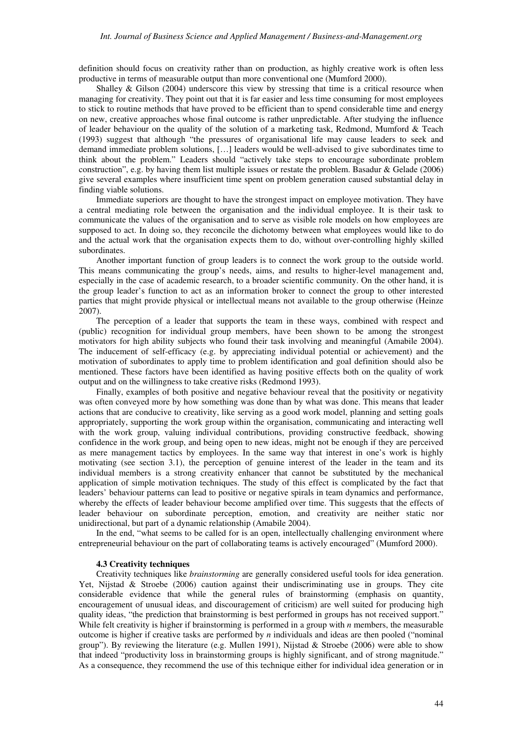definition should focus on creativity rather than on production, as highly creative work is often less productive in terms of measurable output than more conventional one (Mumford 2000).

Shalley & Gilson (2004) underscore this view by stressing that time is a critical resource when managing for creativity. They point out that it is far easier and less time consuming for most employees to stick to routine methods that have proved to be efficient than to spend considerable time and energy on new, creative approaches whose final outcome is rather unpredictable. After studying the influence of leader behaviour on the quality of the solution of a marketing task, Redmond, Mumford & Teach (1993) suggest that although "the pressures of organisational life may cause leaders to seek and demand immediate problem solutions, […] leaders would be well-advised to give subordinates time to think about the problem." Leaders should "actively take steps to encourage subordinate problem construction", e.g. by having them list multiple issues or restate the problem. Basadur & Gelade (2006) give several examples where insufficient time spent on problem generation caused substantial delay in finding viable solutions.

Immediate superiors are thought to have the strongest impact on employee motivation. They have a central mediating role between the organisation and the individual employee. It is their task to communicate the values of the organisation and to serve as visible role models on how employees are supposed to act. In doing so, they reconcile the dichotomy between what employees would like to do and the actual work that the organisation expects them to do, without over-controlling highly skilled subordinates.

Another important function of group leaders is to connect the work group to the outside world. This means communicating the group's needs, aims, and results to higher-level management and, especially in the case of academic research, to a broader scientific community. On the other hand, it is the group leader's function to act as an information broker to connect the group to other interested parties that might provide physical or intellectual means not available to the group otherwise (Heinze 2007).

The perception of a leader that supports the team in these ways, combined with respect and (public) recognition for individual group members, have been shown to be among the strongest motivators for high ability subjects who found their task involving and meaningful (Amabile 2004). The inducement of self-efficacy (e.g. by appreciating individual potential or achievement) and the motivation of subordinates to apply time to problem identification and goal definition should also be mentioned. These factors have been identified as having positive effects both on the quality of work output and on the willingness to take creative risks (Redmond 1993).

Finally, examples of both positive and negative behaviour reveal that the positivity or negativity was often conveyed more by how something was done than by what was done. This means that leader actions that are conducive to creativity, like serving as a good work model, planning and setting goals appropriately, supporting the work group within the organisation, communicating and interacting well with the work group, valuing individual contributions, providing constructive feedback, showing confidence in the work group, and being open to new ideas, might not be enough if they are perceived as mere management tactics by employees. In the same way that interest in one's work is highly motivating (see section 3.1), the perception of genuine interest of the leader in the team and its individual members is a strong creativity enhancer that cannot be substituted by the mechanical application of simple motivation techniques. The study of this effect is complicated by the fact that leaders' behaviour patterns can lead to positive or negative spirals in team dynamics and performance, whereby the effects of leader behaviour become amplified over time. This suggests that the effects of leader behaviour on subordinate perception, emotion, and creativity are neither static nor unidirectional, but part of a dynamic relationship (Amabile 2004).

In the end, "what seems to be called for is an open, intellectually challenging environment where entrepreneurial behaviour on the part of collaborating teams is actively encouraged" (Mumford 2000).

#### 4.3 Creativity techniques

Creativity techniques like *brainstorming* are generally considered useful tools for idea generation. Yet, Nijstad & Stroebe (2006) caution against their undiscriminating use in groups. They cite considerable evidence that while the general rules of brainstorming (emphasis on quantity, encouragement of unusual ideas, and discouragement of criticism) are well suited for producing high quality ideas, "the prediction that brainstorming is best performed in groups has not received support." While felt creativity is higher if brainstorming is performed in a group with $n$ members, the measurable outcome is higher if creative tasks are performed by $n$ individuals and ideas are then pooled ("nominal group"). By reviewing the literature (e.g. Mullen 1991), Nijstad & Stroebe (2006) were able to show that indeed "productivity loss in brainstorming groups is highly significant, and of strong magnitude." As a consequence, they recommend the use of this technique either for individual idea generation or in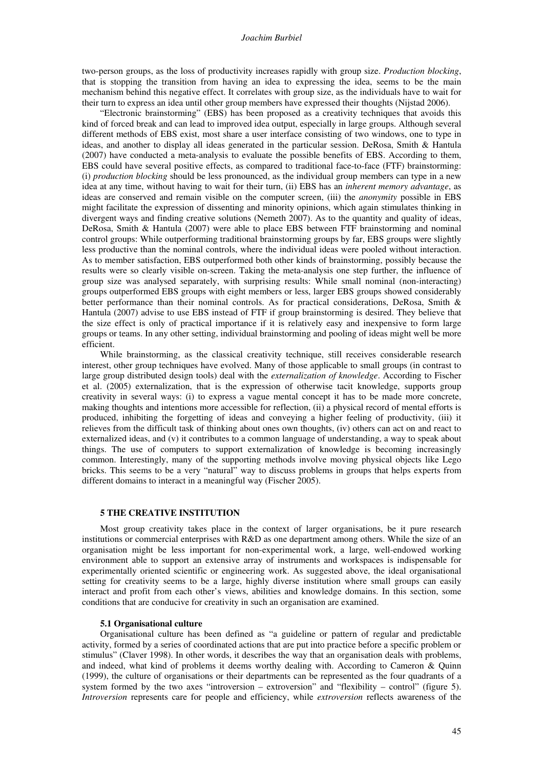two-person groups, as the loss of productivity increases rapidly with group size. *Production blocking*, that is stopping the transition from having an idea to expressing the idea, seems to be the main mechanism behind this negative effect. It correlates with group size, as the individuals have to wait for their turn to express an idea until other group members have expressed their thoughts (Nijstad 2006).

"Electronic brainstorming" (EBS) has been proposed as a creativity techniques that avoids this kind of forced break and can lead to improved idea output, especially in large groups. Although several different methods of EBS exist, most share a user interface consisting of two windows, one to type in ideas, and another to display all ideas generated in the particular session. DeRosa, Smith & Hantula (2007) have conducted a meta-analysis to evaluate the possible benefits of EBS. According to them, EBS could have several positive effects, as compared to traditional face-to-face (FTF) brainstorming: (i) *production blocking* should be less pronounced, as the individual group members can type in a new idea at any time, without having to wait for their turn, (ii) EBS has an *inherent memory advantage*, as ideas are conserved and remain visible on the computer screen, (iii) the *anonymity* possible in EBS might facilitate the expression of dissenting and minority opinions, which again stimulates thinking in divergent ways and finding creative solutions (Nemeth 2007). As to the quantity and quality of ideas, DeRosa, Smith & Hantula (2007) were able to place EBS between FTF brainstorming and nominal control groups: While outperforming traditional brainstorming groups by far, EBS groups were slightly less productive than the nominal controls, where the individual ideas were pooled without interaction. As to member satisfaction, EBS outperformed both other kinds of brainstorming, possibly because the results were so clearly visible on-screen. Taking the meta-analysis one step further, the influence of group size was analysed separately, with surprising results: While small nominal (non-interacting) groups outperformed EBS groups with eight members or less, larger EBS groups showed considerably better performance than their nominal controls. As for practical considerations, DeRosa, Smith & Hantula (2007) advise to use EBS instead of FTF if group brainstorming is desired. They believe that the size effect is only of practical importance if it is relatively easy and inexpensive to form large groups or teams. In any other setting, individual brainstorming and pooling of ideas might well be more efficient.

While brainstorming, as the classical creativity technique, still receives considerable research interest, other group techniques have evolved. Many of those applicable to small groups (in contrast to large group distributed design tools) deal with the *externalization of knowledge*. According to Fischer et al. (2005) externalization, that is the expression of otherwise tacit knowledge, supports group creativity in several ways: (i) to express a vague mental concept it has to be made more concrete, making thoughts and intentions more accessible for reflection, (ii) a physical record of mental efforts is produced, inhibiting the forgetting of ideas and conveying a higher feeling of productivity, (iii) it relieves from the difficult task of thinking about ones own thoughts, (iv) others can act on and react to externalized ideas, and (v) it contributes to a common language of understanding, a way to speak about things. The use of computers to support externalization of knowledge is becoming increasingly common. Interestingly, many of the supporting methods involve moving physical objects like Lego bricks. This seems to be a very "natural" way to discuss problems in groups that helps experts from different domains to interact in a meaningful way (Fischer 2005).

## 5 THE CREATIVE INSTITUTION

Most group creativity takes place in the context of larger organisations, be it pure research institutions or commercial enterprises with R&D as one department among others. While the size of an organisation might be less important for non-experimental work, a large, well-endowed working environment able to support an extensive array of instruments and workspaces is indispensable for experimentally oriented scientific or engineering work. As suggested above, the ideal organisational setting for creativity seems to be a large, highly diverse institution where small groups can easily interact and profit from each other's views, abilities and knowledge domains. In this section, some conditions that are conducive for creativity in such an organisation are examined.

### 5.1 Organisational culture

Organisational culture has been defined as "a guideline or pattern of regular and predictable activity, formed by a series of coordinated actions that are put into practice before a specific problem or stimulus" (Claver 1998). In other words, it describes the way that an organisation deals with problems, and indeed, what kind of problems it deems worthy dealing with. According to Cameron & Quinn (1999), the culture of organisations or their departments can be represented as the four quadrants of a system formed by the two axes "introversion – extroversion" and "flexibility – control" (figure 5). *Introversion* represents care for people and efficiency, while *extroversion* reflects awareness of the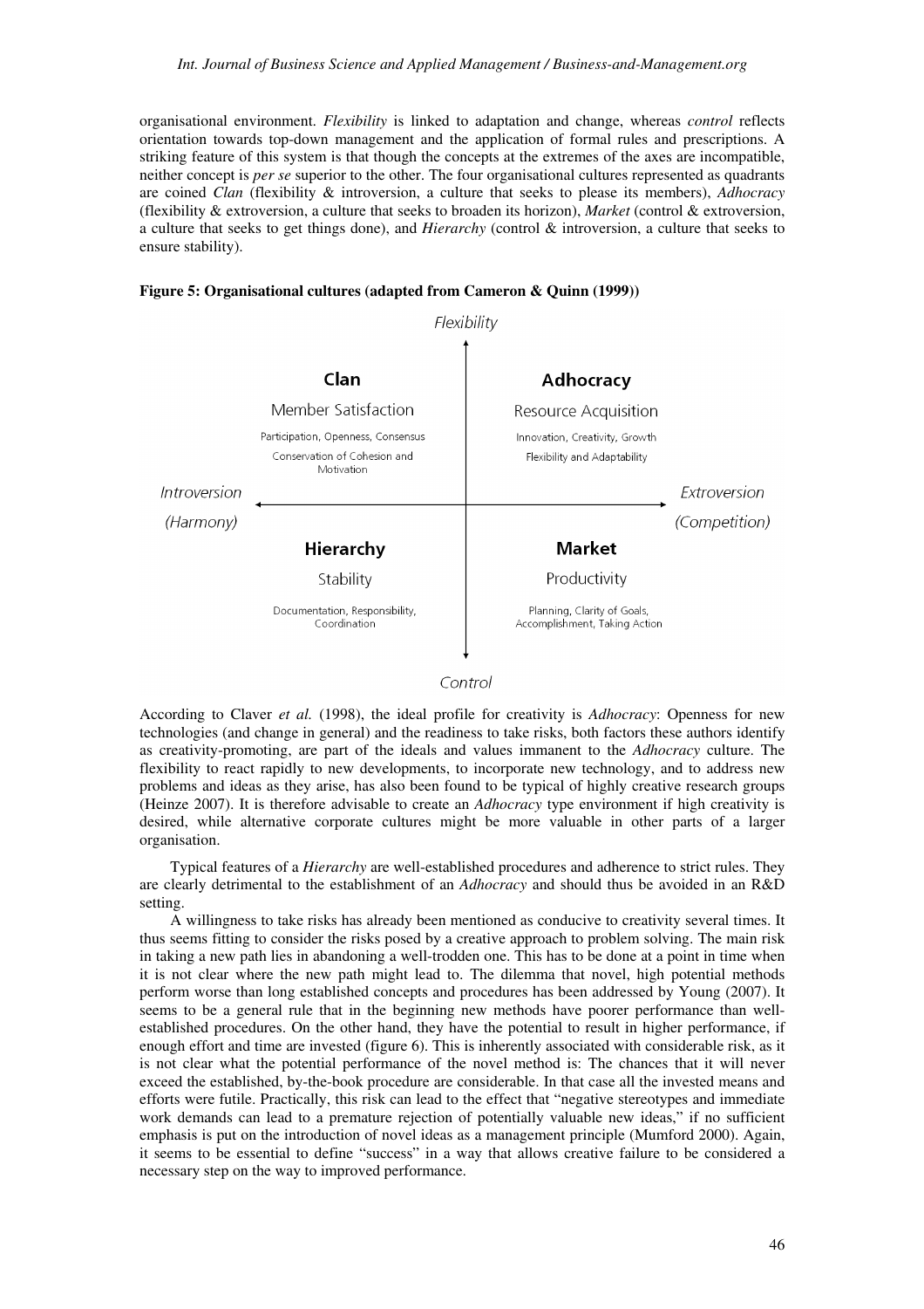organisational environment. *Flexibility* is linked to adaptation and change, whereas *control* reflects orientation towards top-down management and the application of formal rules and prescriptions. A striking feature of this system is that though the concepts at the extremes of the axes are incompatible, neither concept is *per se* superior to the other. The four organisational cultures represented as quadrants are coined *Clan* (flexibility & introversion, a culture that seeks to please its members), *Adhocracy* (flexibility & extroversion, a culture that seeks to broaden its horizon), *Market* (control & extroversion, a culture that seeks to get things done), and *Hierarchy* (control & introversion, a culture that seeks to ensure stability).

**Figure 5: Organisational cultures (adapted from Cameron & Quinn (1999))**

Flexibility

| | **Clan** | **Adhocracy** | |
|---|---|---|---|
| | Member Satisfaction | Resource Acquisition | |
| | Participation, Openness, Consensus | Innovation, Creativity, Growth | |
| | Conservation of Cohesion and Motivation | Flexibility and Adaptability | |
| Introversion (Harmony) | | | Extroversion (Competition) |
| | **Hierarchy** | **Market** | |
| | Stability | Productivity | |
| | Documentation, Responsibility, Coordination | Planning, Clarity of Goals, Accomplishment, Taking Action | |

Control

According to Claver *et al.* (1998), the ideal profile for creativity is *Adhocracy*: Openness for new technologies (and change in general) and the readiness to take risks, both factors these authors identify as creativity-promoting, are part of the ideals and values immanent to the *Adhocracy* culture. The flexibility to react rapidly to new developments, to incorporate new technology, and to address new problems and ideas as they arise, has also been found to be typical of highly creative research groups (Heinze 2007). It is therefore advisable to create an *Adhocracy* type environment if high creativity is desired, while alternative corporate cultures might be more valuable in other parts of a larger organisation.

Typical features of a *Hierarchy* are well-established procedures and adherence to strict rules. They are clearly detrimental to the establishment of an *Adhocracy* and should thus be avoided in an R&D setting.

A willingness to take risks has already been mentioned as conducive to creativity several times. It thus seems fitting to consider the risks posed by a creative approach to problem solving. The main risk in taking a new path lies in abandoning a well-trodden one. This has to be done at a point in time when it is not clear where the new path might lead to. The dilemma that novel, high potential methods perform worse than long established concepts and procedures has been addressed by Young (2007). It seems to be a general rule that in the beginning new methods have poorer performance than well-established procedures. On the other hand, they have the potential to result in higher performance, if enough effort and time are invested (figure 6). This is inherently associated with considerable risk, as it is not clear what the potential performance of the novel method is: The chances that it will never exceed the established, by-the-book procedure are considerable. In that case all the invested means and efforts were futile. Practically, this risk can lead to the effect that "negative stereotypes and immediate work demands can lead to a premature rejection of potentially valuable new ideas," if no sufficient emphasis is put on the introduction of novel ideas as a management principle (Mumford 2000). Again, it seems to be essential to define "success" in a way that allows creative failure to be considered a necessary step on the way to improved performance.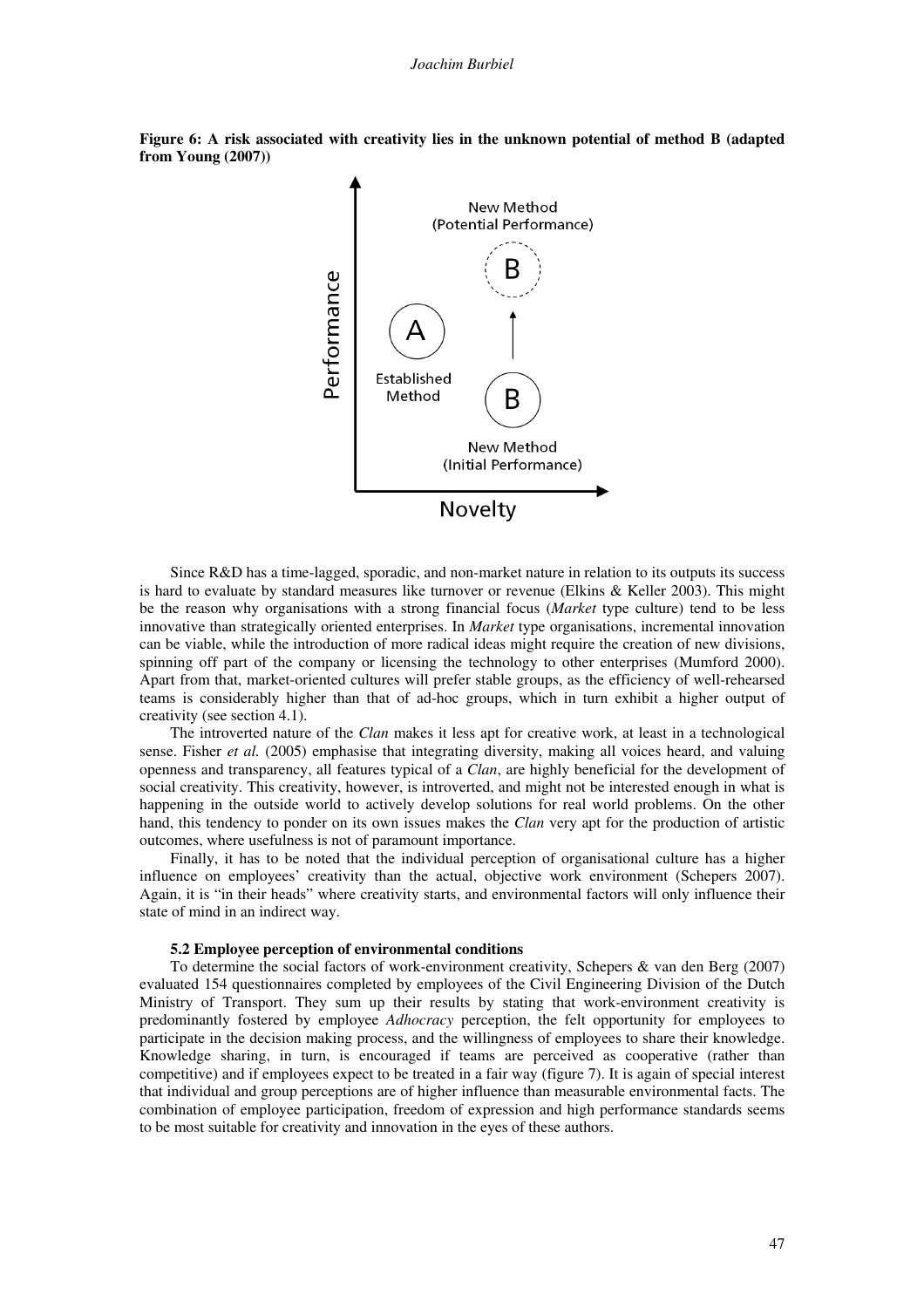**Figure 6: A risk associated with creativity lies in the unknown potential of method B (adapted from Young (2007))**

Since R&D has a time-lagged, sporadic, and non-market nature in relation to its outputs its success is hard to evaluate by standard measures like turnover or revenue (Elkins & Keller 2003). This might be the reason why organisations with a strong financial focus (*Market* type culture) tend to be less innovative than strategically oriented enterprises. In *Market* type organisations, incremental innovation can be viable, while the introduction of more radical ideas might require the creation of new divisions, spinning off part of the company or licensing the technology to other enterprises (Mumford 2000). Apart from that, market-oriented cultures will prefer stable groups, as the efficiency of well-rehearsed teams is considerably higher than that of ad-hoc groups, which in turn exhibit a higher output of creativity (see section 4.1).

The introverted nature of the *Clan* makes it less apt for creative work, at least in a technological sense. Fisher *et al.* (2005) emphasise that integrating diversity, making all voices heard, and valuing openness and transparency, all features typical of a *Clan*, are highly beneficial for the development of social creativity. This creativity, however, is introverted, and might not be interested enough in what is happening in the outside world to actively develop solutions for real world problems. On the other hand, this tendency to ponder on its own issues makes the *Clan* very apt for the production of artistic outcomes, where usefulness is not of paramount importance.

Finally, it has to be noted that the individual perception of organisational culture has a higher influence on employees' creativity than the actual, objective work environment (Schepers 2007). Again, it is "in their heads" where creativity starts, and environmental factors will only influence their state of mind in an indirect way.

### 5.2 Employee perception of environmental conditions

To determine the social factors of work-environment creativity, Schepers & van den Berg (2007) evaluated 154 questionnaires completed by employees of the Civil Engineering Division of the Dutch Ministry of Transport. They sum up their results by stating that work-environment creativity is predominantly fostered by employee *Adhocracy* perception, the felt opportunity for employees to participate in the decision making process, and the willingness of employees to share their knowledge. Knowledge sharing, in turn, is encouraged if teams are perceived as cooperative (rather than competitive) and if employees expect to be treated in a fair way (figure 7). It is again of special interest that individual and group perceptions are of higher influence than measurable environmental facts. The combination of employee participation, freedom of expression and high performance standards seems to be most suitable for creativity and innovation in the eyes of these authors.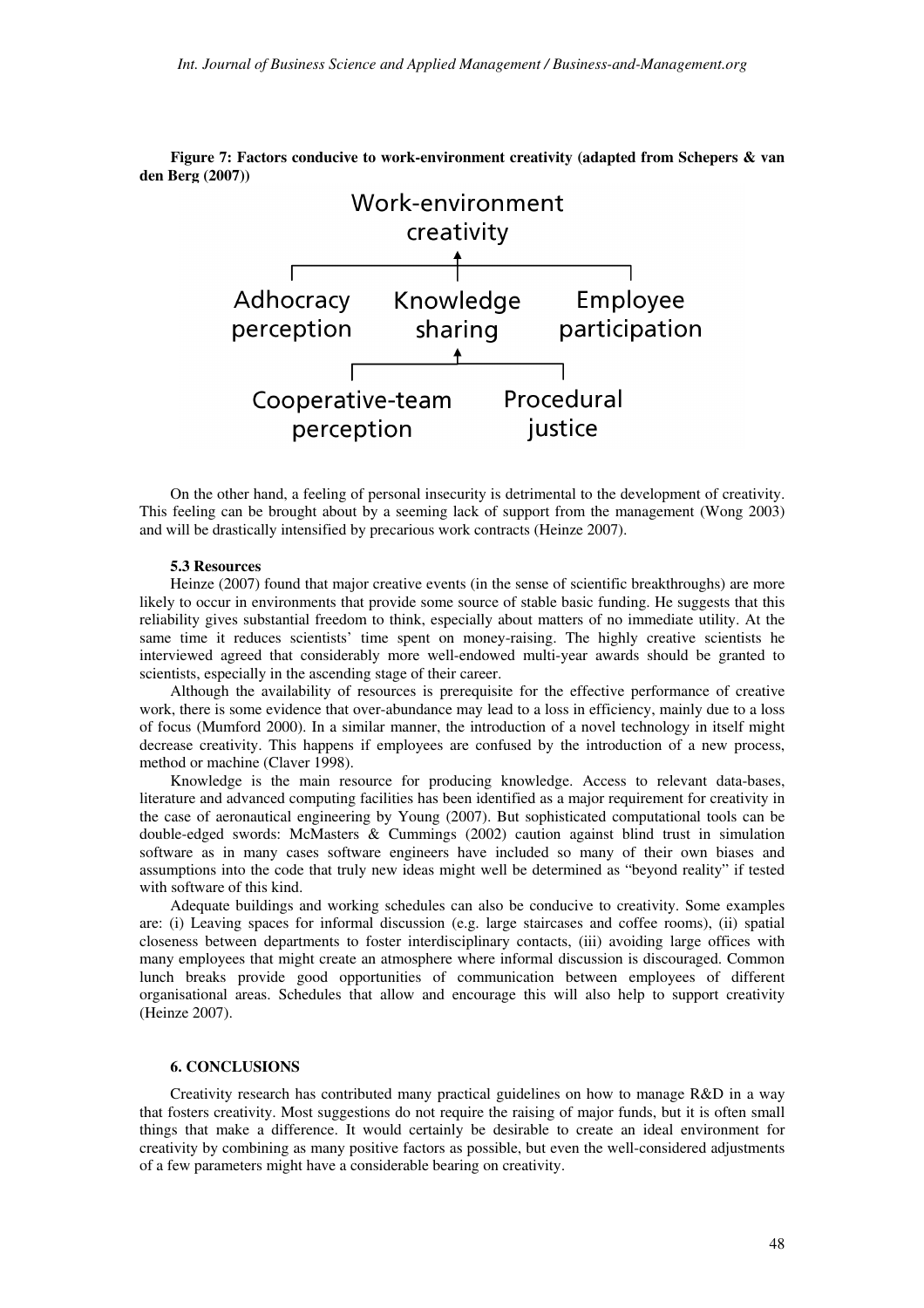**Figure 7: Factors conducive to work-environment creativity (adapted from Schepers & van den Berg (2007))**

Work-environment creativity

Adhocracy perception | Knowledge sharing | Employee participation

Cooperative-team perception | Procedural justice

On the other hand, a feeling of personal insecurity is detrimental to the development of creativity. This feeling can be brought about by a seeming lack of support from the management (Wong 2003) and will be drastically intensified by precarious work contracts (Heinze 2007).

### 5.3 Resources

Heinze (2007) found that major creative events (in the sense of scientific breakthroughs) are more likely to occur in environments that provide some source of stable basic funding. He suggests that this reliability gives substantial freedom to think, especially about matters of no immediate utility. At the same time it reduces scientists' time spent on money-raising. The highly creative scientists he interviewed agreed that considerably more well-endowed multi-year awards should be granted to scientists, especially in the ascending stage of their career.

Although the availability of resources is prerequisite for the effective performance of creative work, there is some evidence that over-abundance may lead to a loss in efficiency, mainly due to a loss of focus (Mumford 2000). In a similar manner, the introduction of a novel technology in itself might decrease creativity. This happens if employees are confused by the introduction of a new process, method or machine (Claver 1998).

Knowledge is the main resource for producing knowledge. Access to relevant data-bases, literature and advanced computing facilities has been identified as a major requirement for creativity in the case of aeronautical engineering by Young (2007). But sophisticated computational tools can be double-edged swords: McMasters & Cummings (2002) caution against blind trust in simulation software as in many cases software engineers have included so many of their own biases and assumptions into the code that truly new ideas might well be determined as "beyond reality" if tested with software of this kind.

Adequate buildings and working schedules can also be conducive to creativity. Some examples are: (i) Leaving spaces for informal discussion (e.g. large staircases and coffee rooms), (ii) spatial closeness between departments to foster interdisciplinary contacts, (iii) avoiding large offices with many employees that might create an atmosphere where informal discussion is discouraged. Common lunch breaks provide good opportunities of communication between employees of different organisational areas. Schedules that allow and encourage this will also help to support creativity (Heinze 2007).

## 6. CONCLUSIONS

Creativity research has contributed many practical guidelines on how to manage R&D in a way that fosters creativity. Most suggestions do not require the raising of major funds, but it is often small things that make a difference. It would certainly be desirable to create an ideal environment for creativity by combining as many positive factors as possible, but even the well-considered adjustments of a few parameters might have a considerable bearing on creativity.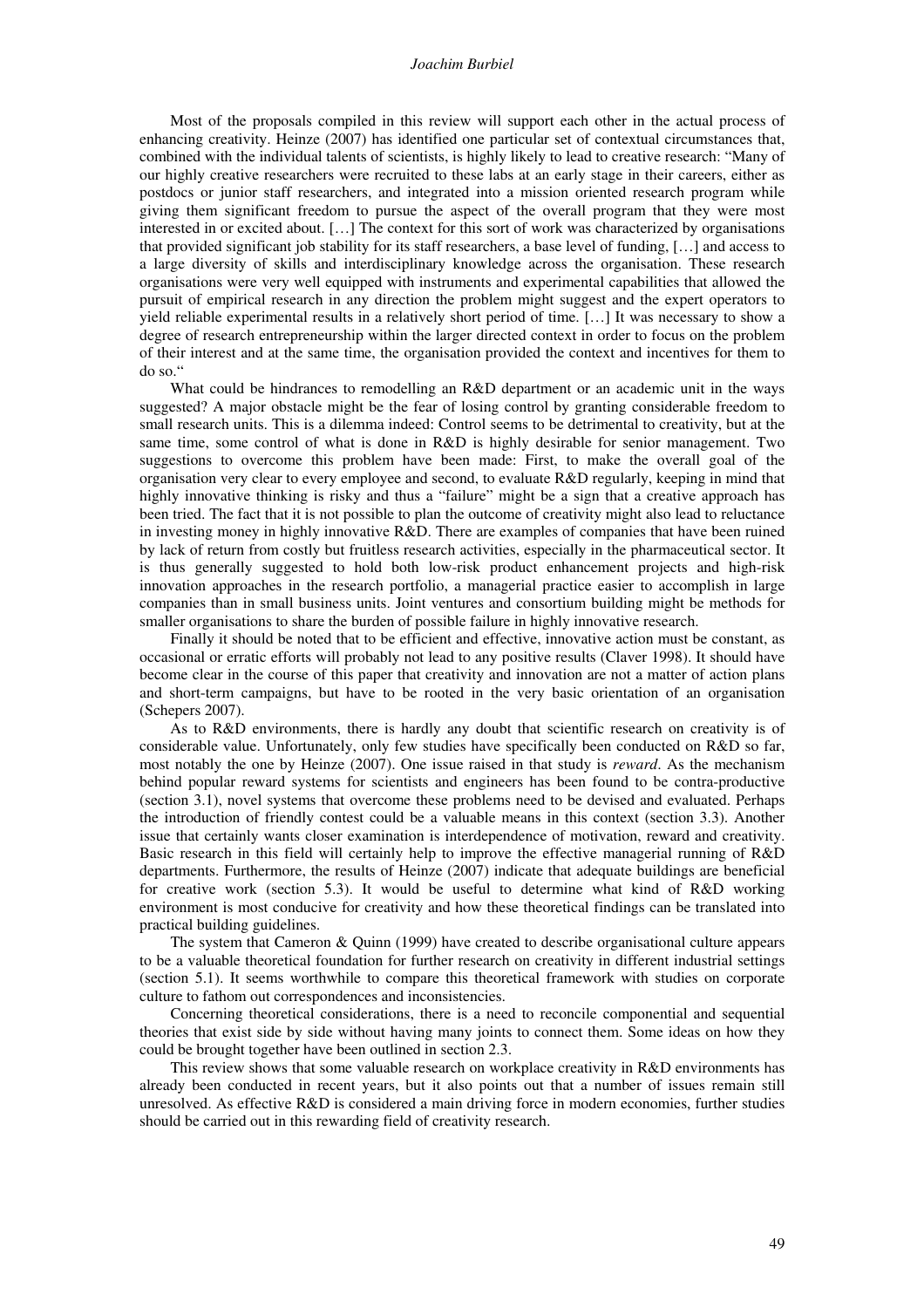Most of the proposals compiled in this review will support each other in the actual process of enhancing creativity. Heinze (2007) has identified one particular set of contextual circumstances that, combined with the individual talents of scientists, is highly likely to lead to creative research: "Many of our highly creative researchers were recruited to these labs at an early stage in their careers, either as postdocs or junior staff researchers, and integrated into a mission oriented research program while giving them significant freedom to pursue the aspect of the overall program that they were most interested in or excited about. […] The context for this sort of work was characterized by organisations that provided significant job stability for its staff researchers, a base level of funding, […] and access to a large diversity of skills and interdisciplinary knowledge across the organisation. These research organisations were very well equipped with instruments and experimental capabilities that allowed the pursuit of empirical research in any direction the problem might suggest and the expert operators to yield reliable experimental results in a relatively short period of time. […] It was necessary to show a degree of research entrepreneurship within the larger directed context in order to focus on the problem of their interest and at the same time, the organisation provided the context and incentives for them to do so."

What could be hindrances to remodelling an R&D department or an academic unit in the ways suggested? A major obstacle might be the fear of losing control by granting considerable freedom to small research units. This is a dilemma indeed: Control seems to be detrimental to creativity, but at the same time, some control of what is done in R&D is highly desirable for senior management. Two suggestions to overcome this problem have been made: First, to make the overall goal of the organisation very clear to every employee and second, to evaluate R&D regularly, keeping in mind that highly innovative thinking is risky and thus a "failure" might be a sign that a creative approach has been tried. The fact that it is not possible to plan the outcome of creativity might also lead to reluctance in investing money in highly innovative R&D. There are examples of companies that have been ruined by lack of return from costly but fruitless research activities, especially in the pharmaceutical sector. It is thus generally suggested to hold both low-risk product enhancement projects and high-risk innovation approaches in the research portfolio, a managerial practice easier to accomplish in large companies than in small business units. Joint ventures and consortium building might be methods for smaller organisations to share the burden of possible failure in highly innovative research.

Finally it should be noted that to be efficient and effective, innovative action must be constant, as occasional or erratic efforts will probably not lead to any positive results (Claver 1998). It should have become clear in the course of this paper that creativity and innovation are not a matter of action plans and short-term campaigns, but have to be rooted in the very basic orientation of an organisation (Schepers 2007).

As to R&D environments, there is hardly any doubt that scientific research on creativity is of considerable value. Unfortunately, only few studies have specifically been conducted on R&D so far, most notably the one by Heinze (2007). One issue raised in that study is *reward*. As the mechanism behind popular reward systems for scientists and engineers has been found to be contra-productive (section 3.1), novel systems that overcome these problems need to be devised and evaluated. Perhaps the introduction of friendly contest could be a valuable means in this context (section 3.3). Another issue that certainly wants closer examination is interdependence of motivation, reward and creativity. Basic research in this field will certainly help to improve the effective managerial running of R&D departments. Furthermore, the results of Heinze (2007) indicate that adequate buildings are beneficial for creative work (section 5.3). It would be useful to determine what kind of R&D working environment is most conducive for creativity and how these theoretical findings can be translated into practical building guidelines.

The system that Cameron & Quinn (1999) have created to describe organisational culture appears to be a valuable theoretical foundation for further research on creativity in different industrial settings (section 5.1). It seems worthwhile to compare this theoretical framework with studies on corporate culture to fathom out correspondences and inconsistencies.

Concerning theoretical considerations, there is a need to reconcile componential and sequential theories that exist side by side without having many joints to connect them. Some ideas on how they could be brought together have been outlined in section 2.3.

This review shows that some valuable research on workplace creativity in R&D environments has already been conducted in recent years, but it also points out that a number of issues remain still unresolved. As effective R&D is considered a main driving force in modern economies, further studies should be carried out in this rewarding field of creativity research.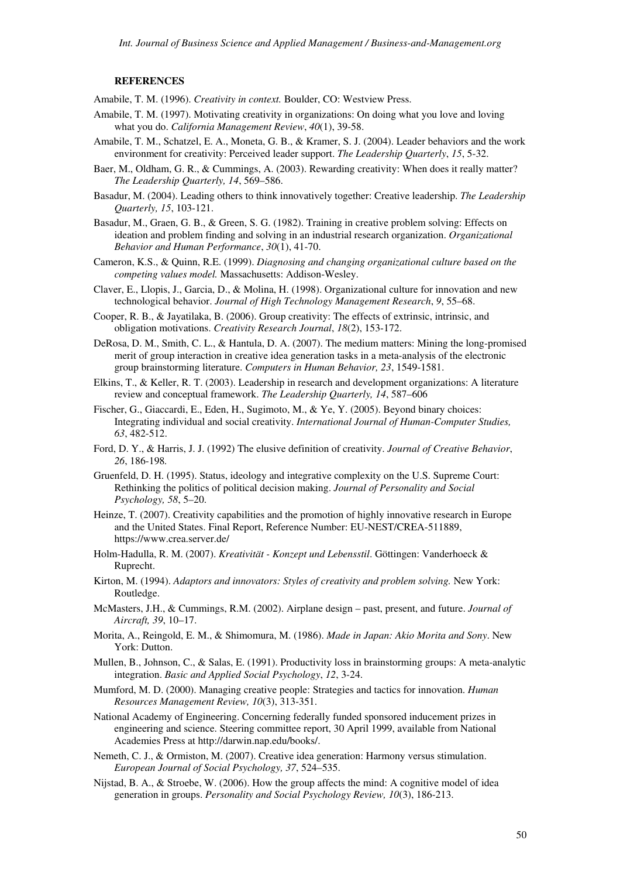**REFERENCES**

Amabile, T. M. (1996). *Creativity in context.* Boulder, CO: Westview Press.

Amabile, T. M. (1997). Motivating creativity in organizations: On doing what you love and loving what you do. *California Management Review*, *40*(1), 39-58.

Amabile, T. M., Schatzel, E. A., Moneta, G. B., & Kramer, S. J. (2004). Leader behaviors and the work environment for creativity: Perceived leader support. *The Leadership Quarterly*, *15*, 5-32.

Baer, M., Oldham, G. R., & Cummings, A. (2003). Rewarding creativity: When does it really matter? *The Leadership Quarterly, 14*, 569–586.

Basadur, M. (2004). Leading others to think innovatively together: Creative leadership. *The Leadership Quarterly, 15*, 103-121.

Basadur, M., Graen, G. B., & Green, S. G. (1982). Training in creative problem solving: Effects on ideation and problem finding and solving in an industrial research organization. *Organizational Behavior and Human Performance*, *30*(1), 41-70.

Cameron, K.S., & Quinn, R.E. (1999). *Diagnosing and changing organizational culture based on the competing values model.* Massachusetts: Addison-Wesley.

Claver, E., Llopis, J., Garcia, D., & Molina, H. (1998). Organizational culture for innovation and new technological behavior. *Journal of High Technology Management Research*, *9*, 55–68.

Cooper, R. B., & Jayatilaka, B. (2006). Group creativity: The effects of extrinsic, intrinsic, and obligation motivations. *Creativity Research Journal*, *18*(2), 153-172.

DeRosa, D. M., Smith, C. L., & Hantula, D. A. (2007). The medium matters: Mining the long-promised merit of group interaction in creative idea generation tasks in a meta-analysis of the electronic group brainstorming literature. *Computers in Human Behavior, 23*, 1549-1581.

Elkins, T., & Keller, R. T. (2003). Leadership in research and development organizations: A literature review and conceptual framework. *The Leadership Quarterly, 14*, 587–606

Fischer, G., Giaccardi, E., Eden, H., Sugimoto, M., & Ye, Y. (2005). Beyond binary choices: Integrating individual and social creativity. *International Journal of Human-Computer Studies, 63*, 482-512.

Ford, D. Y., & Harris, J. J. (1992) The elusive definition of creativity. *Journal of Creative Behavior*, *26*, 186-198*.*

Gruenfeld, D. H. (1995). Status, ideology and integrative complexity on the U.S. Supreme Court: Rethinking the politics of political decision making. *Journal of Personality and Social Psychology, 58*, 5–20.

Heinze, T. (2007). Creativity capabilities and the promotion of highly innovative research in Europe and the United States. Final Report, Reference Number: EU-NEST/CREA-511889, https://www.crea.server.de/

Holm-Hadulla, R. M. (2007). *Kreativität - Konzept und Lebensstil*. Göttingen: Vanderhoeck & Ruprecht.

Kirton, M. (1994). *Adaptors and innovators: Styles of creativity and problem solving.* New York: Routledge.

McMasters, J.H., & Cummings, R.M. (2002). Airplane design – past, present, and future. *Journal of Aircraft, 39*, 10–17.

Morita, A., Reingold, E. M., & Shimomura, M. (1986). *Made in Japan: Akio Morita and Sony*. New York: Dutton.

Mullen, B., Johnson, C., & Salas, E. (1991). Productivity loss in brainstorming groups: A meta-analytic integration. *Basic and Applied Social Psychology*, *12*, 3-24.

Mumford, M. D. (2000). Managing creative people: Strategies and tactics for innovation. *Human Resources Management Review, 10*(3), 313-351.

National Academy of Engineering. Concerning federally funded sponsored inducement prizes in engineering and science. Steering committee report, 30 April 1999, available from National Academies Press at http://darwin.nap.edu/books/.

Nemeth, C. J., & Ormiston, M. (2007). Creative idea generation: Harmony versus stimulation. *European Journal of Social Psychology, 37*, 524–535.

Nijstad, B. A., & Stroebe, W. (2006). How the group affects the mind: A cognitive model of idea generation in groups. *Personality and Social Psychology Review, 10*(3), 186-213.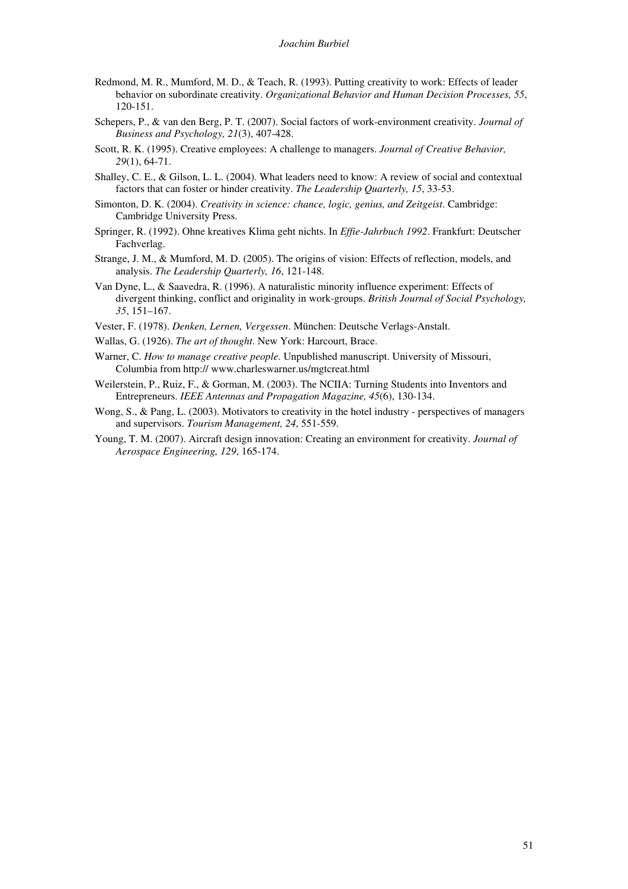Redmond, M. R., Mumford, M. D., & Teach, R. (1993). Putting creativity to work: Effects of leader behavior on subordinate creativity. *Organizational Behavior and Human Decision Processes, 55*, 120-151.

Schepers, P., & van den Berg, P. T. (2007). Social factors of work-environment creativity. *Journal of Business and Psychology, 21*(3), 407-428.

Scott, R. K. (1995). Creative employees: A challenge to managers. *Journal of Creative Behavior, 29*(1), 64-71.

Shalley, C. E., & Gilson, L. L. (2004). What leaders need to know: A review of social and contextual factors that can foster or hinder creativity. *The Leadership Quarterly, 15*, 33-53.

Simonton, D. K. (2004). *Creativity in science: chance, logic, genius, and Zeitgeist*. Cambridge: Cambridge University Press.

Springer, R. (1992). Ohne kreatives Klima geht nichts. In *Effie-Jahrbuch 1992*. Frankfurt: Deutscher Fachverlag.

Strange, J. M., & Mumford, M. D. (2005). The origins of vision: Effects of reflection, models, and analysis. *The Leadership Quarterly, 16*, 121-148.

Van Dyne, L., & Saavedra, R. (1996). A naturalistic minority influence experiment: Effects of divergent thinking, conflict and originality in work-groups. *British Journal of Social Psychology, 35*, 151–167.

Vester, F. (1978). *Denken, Lernen, Vergessen*. München: Deutsche Verlags-Anstalt.

Wallas, G. (1926). *The art of thought*. New York: Harcourt, Brace.

Warner, C. *How to manage creative people.* Unpublished manuscript. University of Missouri, Columbia from http:// www.charleswarner.us/mgtcreat.html

Weilerstein, P., Ruiz, F., & Gorman, M. (2003). The NCIIA: Turning Students into Inventors and Entrepreneurs. *IEEE Antennas and Propagation Magazine, 45*(6), 130-134.

Wong, S., & Pang, L. (2003). Motivators to creativity in the hotel industry - perspectives of managers and supervisors. *Tourism Management, 24*, 551-559.

Young, T. M. (2007). Aircraft design innovation: Creating an environment for creativity. *Journal of Aerospace Engineering, 129*, 165-174.